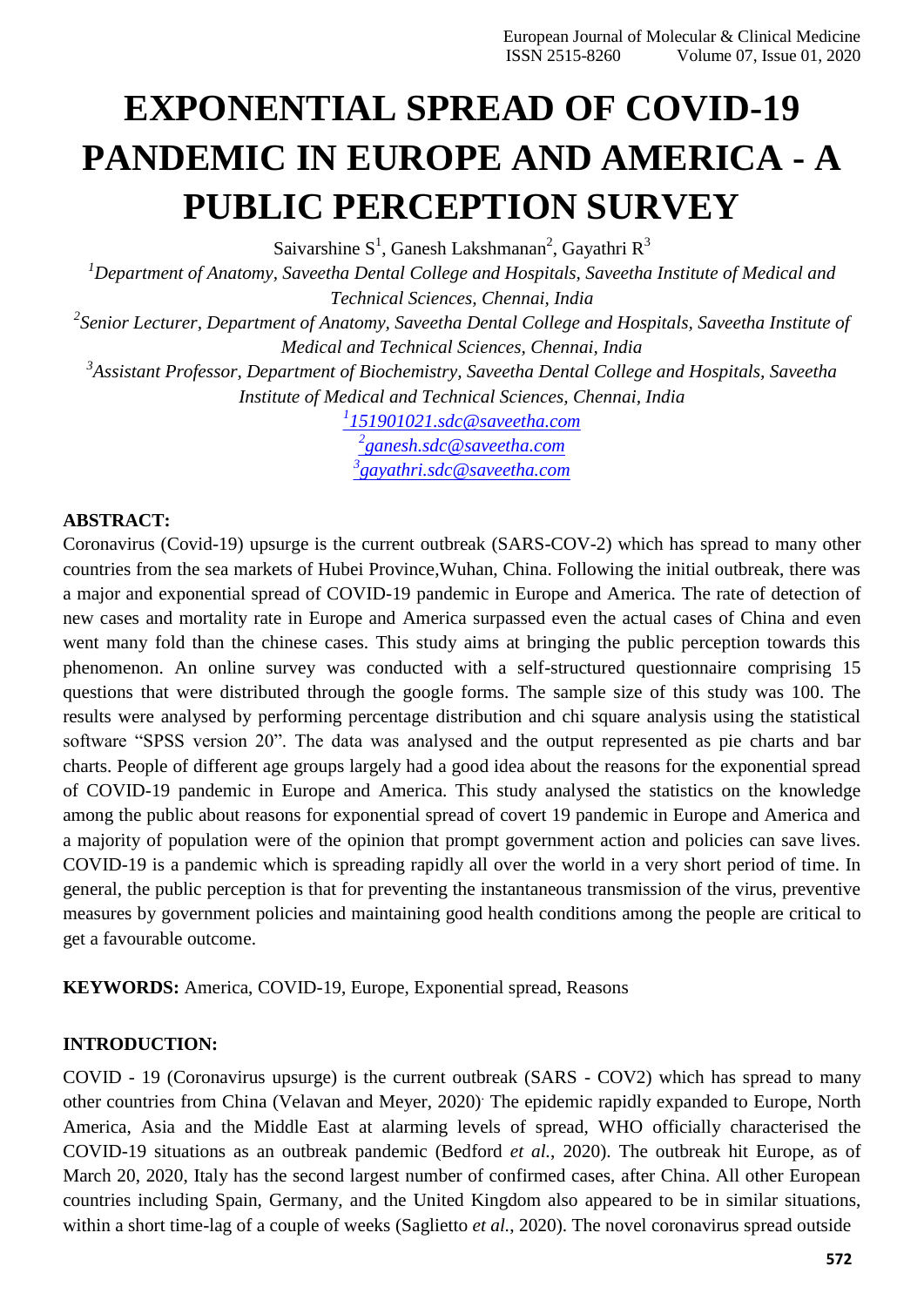# EXPONENTIAL SPREAD OF COVID-19 PANDEMIC IN EUROPE AND AMERICA - A PUBLIC PERCEPTION SURVEY

Saivarshine S[1], Ganesh Lakshmanan[2], Gayathri R[3]

[1]*Department of Anatomy, Saveetha Dental College and Hospitals, Saveetha Institute of Medical and Technical Sciences, Chennai, India*

[2]*Senior Lecturer, Department of Anatomy, Saveetha Dental College and Hospitals, Saveetha Institute of Medical and Technical Sciences, Chennai, India*

[3]*Assistant Professor, Department of Biochemistry, Saveetha Dental College and Hospitals, Saveetha Institute of Medical and Technical Sciences, Chennai, India*

[1]151901021.sdc@saveetha.com

[2]ganesh.sdc@saveetha.com

[3]gayathri.sdc@saveetha.com

**ABSTRACT:**

Coronavirus (Covid-19) upsurge is the current outbreak (SARS-COV-2) which has spread to many other countries from the sea markets of Hubei Province,Wuhan, China. Following the initial outbreak, there was a major and exponential spread of COVID-19 pandemic in Europe and America. The rate of detection of new cases and mortality rate in Europe and America surpassed even the actual cases of China and even went many fold than the chinese cases. This study aims at bringing the public perception towards this phenomenon. An online survey was conducted with a self-structured questionnaire comprising 15 questions that were distributed through the google forms. The sample size of this study was 100. The results were analysed by performing percentage distribution and chi square analysis using the statistical software "SPSS version 20". The data was analysed and the output represented as pie charts and bar charts. People of different age groups largely had a good idea about the reasons for the exponential spread of COVID-19 pandemic in Europe and America. This study analysed the statistics on the knowledge among the public about reasons for exponential spread of covert 19 pandemic in Europe and America and a majority of population were of the opinion that prompt government action and policies can save lives. COVID-19 is a pandemic which is spreading rapidly all over the world in a very short period of time. In general, the public perception is that for preventing the instantaneous transmission of the virus, preventive measures by government policies and maintaining good health conditions among the people are critical to get a favourable outcome.

**KEYWORDS:** America, COVID-19, Europe, Exponential spread, Reasons

**INTRODUCTION:**

COVID - 19 (Coronavirus upsurge) is the current outbreak (SARS - COV2) which has spread to many other countries from China (Velavan and Meyer, 2020). The epidemic rapidly expanded to Europe, North America, Asia and the Middle East at alarming levels of spread, WHO officially characterised the COVID-19 situations as an outbreak pandemic (Bedford *et al.*, 2020). The outbreak hit Europe, as of March 20, 2020, Italy has the second largest number of confirmed cases, after China. All other European countries including Spain, Germany, and the United Kingdom also appeared to be in similar situations, within a short time-lag of a couple of weeks (Saglietto *et al.*, 2020). The novel coronavirus spread outside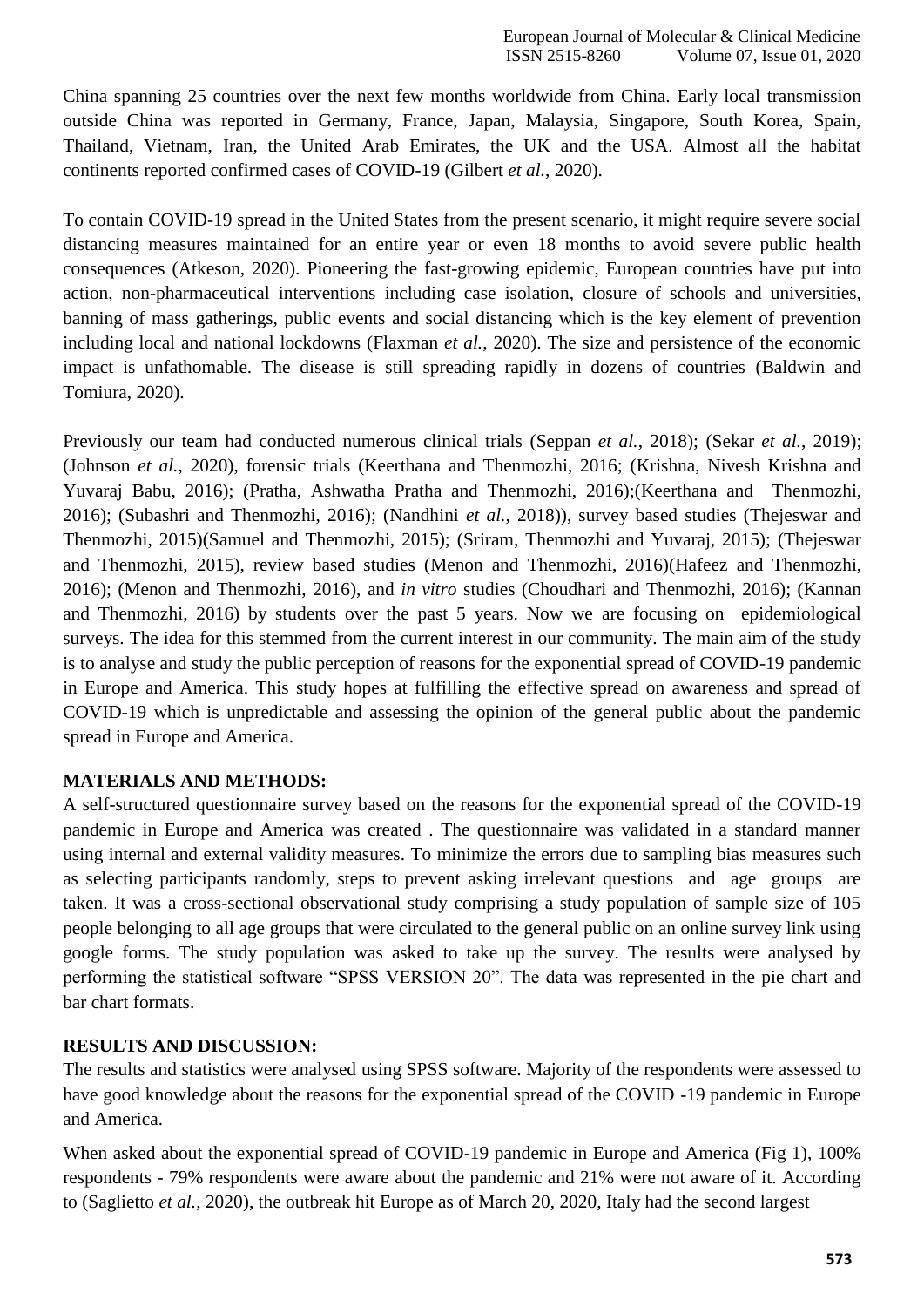China spanning 25 countries over the next few months worldwide from China. Early local transmission outside China was reported in Germany, France, Japan, Malaysia, Singapore, South Korea, Spain, Thailand, Vietnam, Iran, the United Arab Emirates, the UK and the USA. Almost all the habitat continents reported confirmed cases of COVID-19 (Gilbert *et al.*, 2020).

To contain COVID-19 spread in the United States from the present scenario, it might require severe social distancing measures maintained for an entire year or even 18 months to avoid severe public health consequences (Atkeson, 2020). Pioneering the fast-growing epidemic, European countries have put into action, non-pharmaceutical interventions including case isolation, closure of schools and universities, banning of mass gatherings, public events and social distancing which is the key element of prevention including local and national lockdowns (Flaxman *et al.*, 2020). The size and persistence of the economic impact is unfathomable. The disease is still spreading rapidly in dozens of countries (Baldwin and Tomiura, 2020).

Previously our team had conducted numerous clinical trials (Seppan *et al.*, 2018); (Sekar *et al.*, 2019); (Johnson *et al.*, 2020), forensic trials (Keerthana and Thenmozhi, 2016; (Krishna, Nivesh Krishna and Yuvaraj Babu, 2016); (Pratha, Ashwatha Pratha and Thenmozhi, 2016);(Keerthana and Thenmozhi, 2016); (Subashri and Thenmozhi, 2016); (Nandhini *et al.*, 2018)), survey based studies (Thejeswar and Thenmozhi, 2015)(Samuel and Thenmozhi, 2015); (Sriram, Thenmozhi and Yuvaraj, 2015); (Thejeswar and Thenmozhi, 2015), review based studies (Menon and Thenmozhi, 2016)(Hafeez and Thenmozhi, 2016); (Menon and Thenmozhi, 2016), and *in vitro* studies (Choudhari and Thenmozhi, 2016); (Kannan and Thenmozhi, 2016) by students over the past 5 years. Now we are focusing on epidemiological surveys. The idea for this stemmed from the current interest in our community. The main aim of the study is to analyse and study the public perception of reasons for the exponential spread of COVID-19 pandemic in Europe and America. This study hopes at fulfilling the effective spread on awareness and spread of COVID-19 which is unpredictable and assessing the opinion of the general public about the pandemic spread in Europe and America.

**MATERIALS AND METHODS:**

A self-structured questionnaire survey based on the reasons for the exponential spread of the COVID-19 pandemic in Europe and America was created . The questionnaire was validated in a standard manner using internal and external validity measures. To minimize the errors due to sampling bias measures such as selecting participants randomly, steps to prevent asking irrelevant questions and age groups are taken. It was a cross-sectional observational study comprising a study population of sample size of 105 people belonging to all age groups that were circulated to the general public on an online survey link using google forms. The study population was asked to take up the survey. The results were analysed by performing the statistical software "SPSS VERSION 20". The data was represented in the pie chart and bar chart formats.

**RESULTS AND DISCUSSION:**

The results and statistics were analysed using SPSS software. Majority of the respondents were assessed to have good knowledge about the reasons for the exponential spread of the COVID -19 pandemic in Europe and America.

When asked about the exponential spread of COVID-19 pandemic in Europe and America (Fig 1), 100% respondents - 79% respondents were aware about the pandemic and 21% were not aware of it. According to (Saglietto *et al.*, 2020), the outbreak hit Europe as of March 20, 2020, Italy had the second largest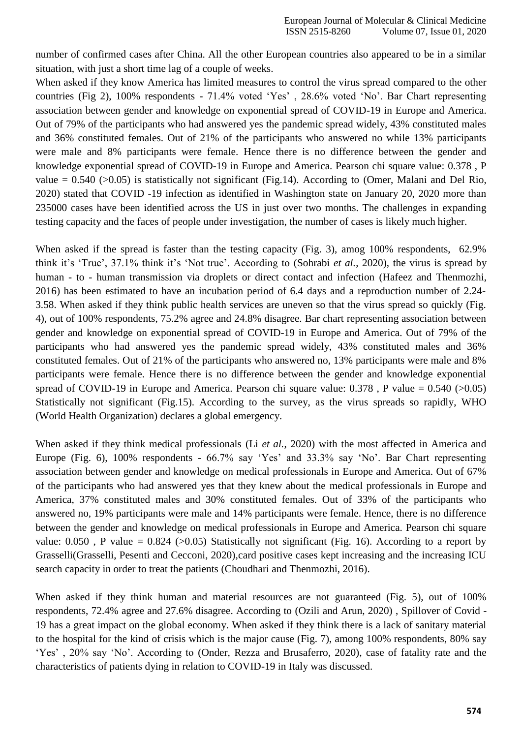number of confirmed cases after China. All the other European countries also appeared to be in a similar situation, with just a short time lag of a couple of weeks.

When asked if they know America has limited measures to control the virus spread compared to the other countries (Fig 2), 100% respondents - 71.4% voted 'Yes' , 28.6% voted 'No'. Bar Chart representing association between gender and knowledge on exponential spread of COVID-19 in Europe and America. Out of 79% of the participants who had answered yes the pandemic spread widely, 43% constituted males and 36% constituted females. Out of 21% of the participants who answered no while 13% participants were male and 8% participants were female. Hence there is no difference between the gender and knowledge exponential spread of COVID-19 in Europe and America. Pearson chi square value: 0.378 , P value = 0.540 (>0.05) is statistically not significant (Fig.14). According to (Omer, Malani and Del Rio, 2020) stated that COVID -19 infection as identified in Washington state on January 20, 2020 more than 235000 cases have been identified across the US in just over two months. The challenges in expanding testing capacity and the faces of people under investigation, the number of cases is likely much higher.

When asked if the spread is faster than the testing capacity (Fig. 3), amog 100% respondents, 62.9% think it's 'True', 37.1% think it's 'Not true'. According to (Sohrabi *et al.*, 2020), the virus is spread by human - to - human transmission via droplets or direct contact and infection (Hafeez and Thenmozhi, 2016) has been estimated to have an incubation period of 6.4 days and a reproduction number of 2.24-3.58. When asked if they think public health services are uneven so that the virus spread so quickly (Fig. 4), out of 100% respondents, 75.2% agree and 24.8% disagree. Bar chart representing association between gender and knowledge on exponential spread of COVID-19 in Europe and America. Out of 79% of the participants who had answered yes the pandemic spread widely, 43% constituted males and 36% constituted females. Out of 21% of the participants who answered no, 13% participants were male and 8% participants were female. Hence there is no difference between the gender and knowledge exponential spread of COVID-19 in Europe and America. Pearson chi square value: 0.378 , P value = 0.540 (>0.05) Statistically not significant (Fig.15). According to the survey, as the virus spreads so rapidly, WHO (World Health Organization) declares a global emergency.

When asked if they think medical professionals (Li *et al.*, 2020) with the most affected in America and Europe (Fig. 6), 100% respondents - 66.7% say 'Yes' and 33.3% say 'No'. Bar Chart representing association between gender and knowledge on medical professionals in Europe and America. Out of 67% of the participants who had answered yes that they knew about the medical professionals in Europe and America, 37% constituted males and 30% constituted females. Out of 33% of the participants who answered no, 19% participants were male and 14% participants were female. Hence, there is no difference between the gender and knowledge on medical professionals in Europe and America. Pearson chi square value: 0.050 , P value = 0.824 (>0.05) Statistically not significant (Fig. 16). According to a report by Grasselli(Grasselli, Pesenti and Cecconi, 2020),card positive cases kept increasing and the increasing ICU search capacity in order to treat the patients (Choudhari and Thenmozhi, 2016).

When asked if they think human and material resources are not guaranteed (Fig. 5), out of 100% respondents, 72.4% agree and 27.6% disagree. According to (Ozili and Arun, 2020) , Spillover of Covid - 19 has a great impact on the global economy. When asked if they think there is a lack of sanitary material to the hospital for the kind of crisis which is the major cause (Fig. 7), among 100% respondents, 80% say 'Yes' , 20% say 'No'. According to (Onder, Rezza and Brusaferro, 2020), case of fatality rate and the characteristics of patients dying in relation to COVID-19 in Italy was discussed.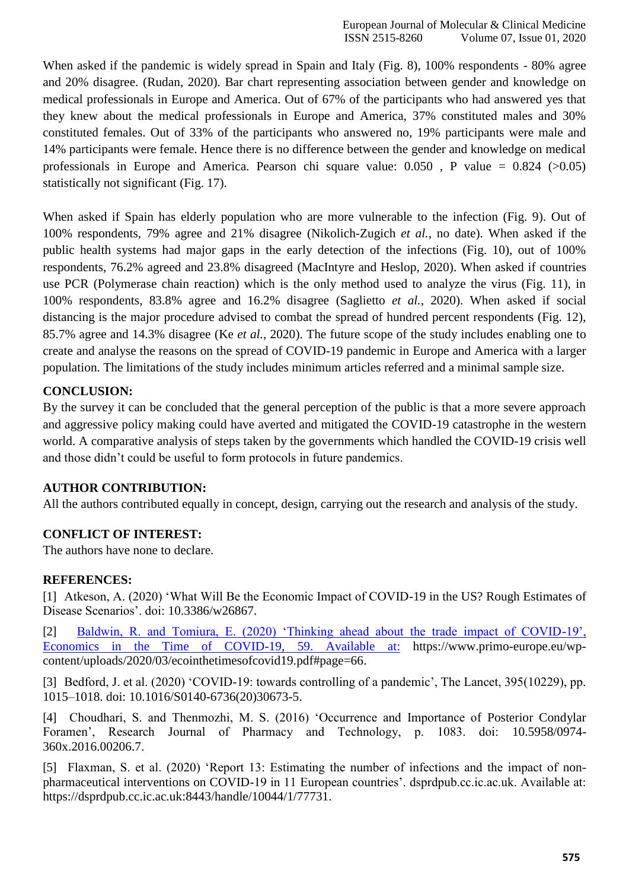When asked if the pandemic is widely spread in Spain and Italy (Fig. 8), 100% respondents - 80% agree and 20% disagree. (Rudan, 2020). Bar chart representing association between gender and knowledge on medical professionals in Europe and America. Out of 67% of the participants who had answered yes that they knew about the medical professionals in Europe and America, 37% constituted males and 30% constituted females. Out of 33% of the participants who answered no, 19% participants were male and 14% participants were female. Hence there is no difference between the gender and knowledge on medical professionals in Europe and America. Pearson chi square value: 0.050 , P value = 0.824 (>0.05) statistically not significant (Fig. 17).

When asked if Spain has elderly population who are more vulnerable to the infection (Fig. 9). Out of 100% respondents, 79% agree and 21% disagree (Nikolich-Zugich *et al.*, no date). When asked if the public health systems had major gaps in the early detection of the infections (Fig. 10), out of 100% respondents, 76.2% agreed and 23.8% disagreed (MacIntyre and Heslop, 2020). When asked if countries use PCR (Polymerase chain reaction) which is the only method used to analyze the virus (Fig. 11), in 100% respondents, 83.8% agree and 16.2% disagree (Saglietto *et al.*, 2020). When asked if social distancing is the major procedure advised to combat the spread of hundred percent respondents (Fig. 12), 85.7% agree and 14.3% disagree (Ke *et al.*, 2020). The future scope of the study includes enabling one to create and analyse the reasons on the spread of COVID-19 pandemic in Europe and America with a larger population. The limitations of the study includes minimum articles referred and a minimal sample size.

**CONCLUSION:**

By the survey it can be concluded that the general perception of the public is that a more severe approach and aggressive policy making could have averted and mitigated the COVID-19 catastrophe in the western world. A comparative analysis of steps taken by the governments which handled the COVID-19 crisis well and those didn't could be useful to form protocols in future pandemics.

**AUTHOR CONTRIBUTION:**

All the authors contributed equally in concept, design, carrying out the research and analysis of the study.

**CONFLICT OF INTEREST:**

The authors have none to declare.

**REFERENCES:**

[1] Atkeson, A. (2020) 'What Will Be the Economic Impact of COVID-19 in the US? Rough Estimates of Disease Scenarios'. doi: 10.3386/w26867.

[2] Baldwin, R. and Tomiura, E. (2020) 'Thinking ahead about the trade impact of COVID-19', Economics in the Time of COVID-19, 59. Available at: https://www.primo-europe.eu/wp-content/uploads/2020/03/ecointhetimesofcovid19.pdf#page=66.

[3] Bedford, J. et al. (2020) 'COVID-19: towards controlling of a pandemic', The Lancet, 395(10229), pp. 1015–1018. doi: 10.1016/S0140-6736(20)30673-5.

[4] Choudhari, S. and Thenmozhi, M. S. (2016) 'Occurrence and Importance of Posterior Condylar Foramen', Research Journal of Pharmacy and Technology, p. 1083. doi: 10.5958/0974-360x.2016.00206.7.

[5] Flaxman, S. et al. (2020) 'Report 13: Estimating the number of infections and the impact of non-pharmaceutical interventions on COVID-19 in 11 European countries'. dsprdpub.cc.ic.ac.uk. Available at: https://dsprdpub.cc.ic.ac.uk:8443/handle/10044/1/77731.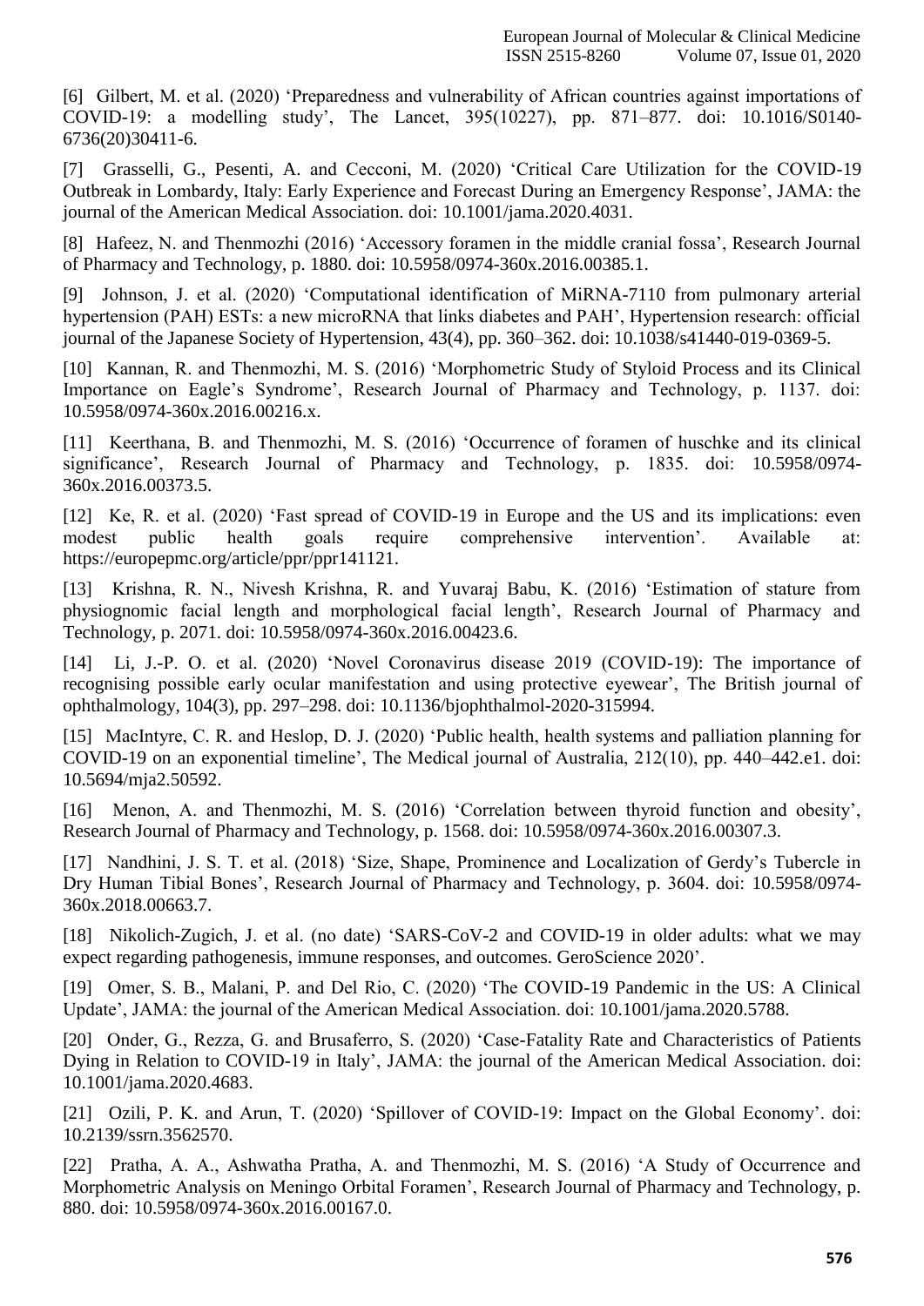[6] Gilbert, M. et al. (2020) 'Preparedness and vulnerability of African countries against importations of COVID-19: a modelling study', The Lancet, 395(10227), pp. 871–877. doi: 10.1016/S0140-6736(20)30411-6.

[7] Grasselli, G., Pesenti, A. and Cecconi, M. (2020) 'Critical Care Utilization for the COVID-19 Outbreak in Lombardy, Italy: Early Experience and Forecast During an Emergency Response', JAMA: the journal of the American Medical Association. doi: 10.1001/jama.2020.4031.

[8] Hafeez, N. and Thenmozhi (2016) 'Accessory foramen in the middle cranial fossa', Research Journal of Pharmacy and Technology, p. 1880. doi: 10.5958/0974-360x.2016.00385.1.

[9] Johnson, J. et al. (2020) 'Computational identification of MiRNA-7110 from pulmonary arterial hypertension (PAH) ESTs: a new microRNA that links diabetes and PAH', Hypertension research: official journal of the Japanese Society of Hypertension, 43(4), pp. 360–362. doi: 10.1038/s41440-019-0369-5.

[10] Kannan, R. and Thenmozhi, M. S. (2016) 'Morphometric Study of Styloid Process and its Clinical Importance on Eagle's Syndrome', Research Journal of Pharmacy and Technology, p. 1137. doi: 10.5958/0974-360x.2016.00216.x.

[11] Keerthana, B. and Thenmozhi, M. S. (2016) 'Occurrence of foramen of huschke and its clinical significance', Research Journal of Pharmacy and Technology, p. 1835. doi: 10.5958/0974-360x.2016.00373.5.

[12] Ke, R. et al. (2020) 'Fast spread of COVID-19 in Europe and the US and its implications: even modest public health goals require comprehensive intervention'. Available at: https://europepmc.org/article/ppr/ppr141121.

[13] Krishna, R. N., Nivesh Krishna, R. and Yuvaraj Babu, K. (2016) 'Estimation of stature from physiognomic facial length and morphological facial length', Research Journal of Pharmacy and Technology, p. 2071. doi: 10.5958/0974-360x.2016.00423.6.

[14] Li, J.-P. O. et al. (2020) 'Novel Coronavirus disease 2019 (COVID-19): The importance of recognising possible early ocular manifestation and using protective eyewear', The British journal of ophthalmology, 104(3), pp. 297–298. doi: 10.1136/bjophthalmol-2020-315994.

[15] MacIntyre, C. R. and Heslop, D. J. (2020) 'Public health, health systems and palliation planning for COVID-19 on an exponential timeline', The Medical journal of Australia, 212(10), pp. 440–442.e1. doi: 10.5694/mja2.50592.

[16] Menon, A. and Thenmozhi, M. S. (2016) 'Correlation between thyroid function and obesity', Research Journal of Pharmacy and Technology, p. 1568. doi: 10.5958/0974-360x.2016.00307.3.

[17] Nandhini, J. S. T. et al. (2018) 'Size, Shape, Prominence and Localization of Gerdy's Tubercle in Dry Human Tibial Bones', Research Journal of Pharmacy and Technology, p. 3604. doi: 10.5958/0974-360x.2018.00663.7.

[18] Nikolich-Zugich, J. et al. (no date) 'SARS-CoV-2 and COVID-19 in older adults: what we may expect regarding pathogenesis, immune responses, and outcomes. GeroScience 2020'.

[19] Omer, S. B., Malani, P. and Del Rio, C. (2020) 'The COVID-19 Pandemic in the US: A Clinical Update', JAMA: the journal of the American Medical Association. doi: 10.1001/jama.2020.5788.

[20] Onder, G., Rezza, G. and Brusaferro, S. (2020) 'Case-Fatality Rate and Characteristics of Patients Dying in Relation to COVID-19 in Italy', JAMA: the journal of the American Medical Association. doi: 10.1001/jama.2020.4683.

[21] Ozili, P. K. and Arun, T. (2020) 'Spillover of COVID-19: Impact on the Global Economy'. doi: 10.2139/ssrn.3562570.

[22] Pratha, A. A., Ashwatha Pratha, A. and Thenmozhi, M. S. (2016) 'A Study of Occurrence and Morphometric Analysis on Meningo Orbital Foramen', Research Journal of Pharmacy and Technology, p. 880. doi: 10.5958/0974-360x.2016.00167.0.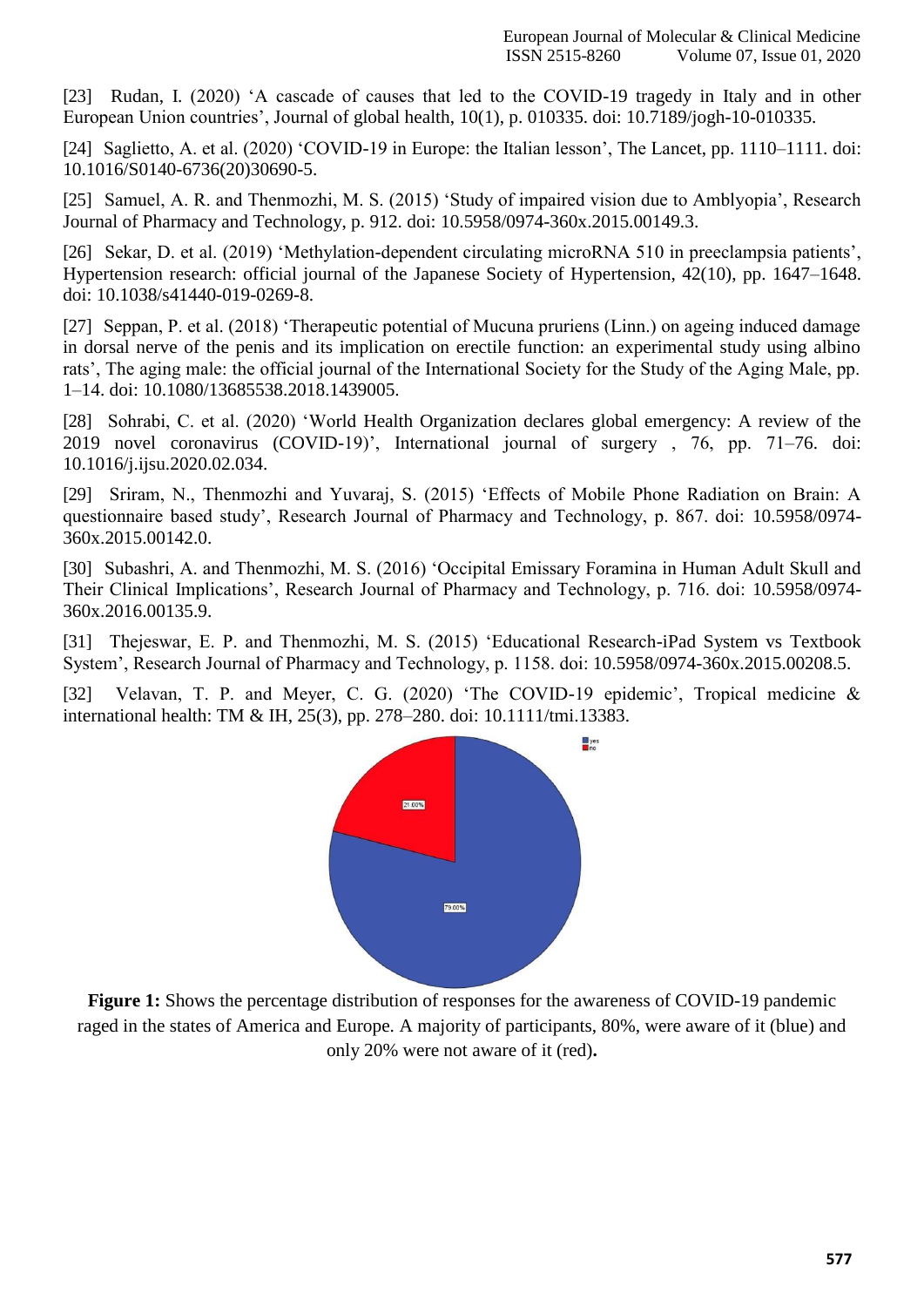[23] Rudan, I. (2020) 'A cascade of causes that led to the COVID-19 tragedy in Italy and in other European Union countries', Journal of global health, 10(1), p. 010335. doi: 10.7189/jogh-10-010335.

[24] Saglietto, A. et al. (2020) 'COVID-19 in Europe: the Italian lesson', The Lancet, pp. 1110–1111. doi: 10.1016/S0140-6736(20)30690-5.

[25] Samuel, A. R. and Thenmozhi, M. S. (2015) 'Study of impaired vision due to Amblyopia', Research Journal of Pharmacy and Technology, p. 912. doi: 10.5958/0974-360x.2015.00149.3.

[26] Sekar, D. et al. (2019) 'Methylation-dependent circulating microRNA 510 in preeclampsia patients', Hypertension research: official journal of the Japanese Society of Hypertension, 42(10), pp. 1647–1648. doi: 10.1038/s41440-019-0269-8.

[27] Seppan, P. et al. (2018) 'Therapeutic potential of Mucuna pruriens (Linn.) on ageing induced damage in dorsal nerve of the penis and its implication on erectile function: an experimental study using albino rats', The aging male: the official journal of the International Society for the Study of the Aging Male, pp. 1–14. doi: 10.1080/13685538.2018.1439005.

[28] Sohrabi, C. et al. (2020) 'World Health Organization declares global emergency: A review of the 2019 novel coronavirus (COVID-19)', International journal of surgery , 76, pp. 71–76. doi: 10.1016/j.ijsu.2020.02.034.

[29] Sriram, N., Thenmozhi and Yuvaraj, S. (2015) 'Effects of Mobile Phone Radiation on Brain: A questionnaire based study', Research Journal of Pharmacy and Technology, p. 867. doi: 10.5958/0974-360x.2015.00142.0.

[30] Subashri, A. and Thenmozhi, M. S. (2016) 'Occipital Emissary Foramina in Human Adult Skull and Their Clinical Implications', Research Journal of Pharmacy and Technology, p. 716. doi: 10.5958/0974-360x.2016.00135.9.

[31] Thejeswar, E. P. and Thenmozhi, M. S. (2015) 'Educational Research-iPad System vs Textbook System', Research Journal of Pharmacy and Technology, p. 1158. doi: 10.5958/0974-360x.2015.00208.5.

[32] Velavan, T. P. and Meyer, C. G. (2020) 'The COVID-19 epidemic', Tropical medicine & international health: TM & IH, 25(3), pp. 278–280. doi: 10.1111/tmi.13383.

**Figure 1:** Shows the percentage distribution of responses for the awareness of COVID-19 pandemic raged in the states of America and Europe. A majority of participants, 80%, were aware of it (blue) and only 20% were not aware of it (red)**.**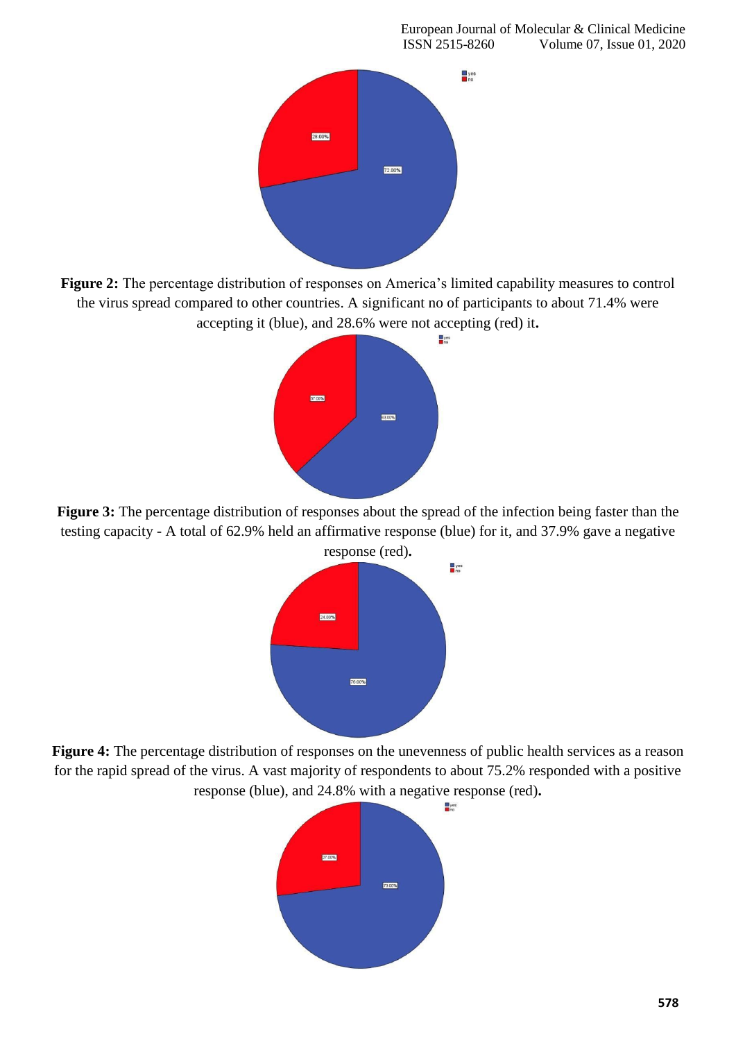**Figure 2:** The percentage distribution of responses on America's limited capability measures to control the virus spread compared to other countries. A significant no of participants to about 71.4% were accepting it (blue), and 28.6% were not accepting (red) it**.**

**Figure 3:** The percentage distribution of responses about the spread of the infection being faster than the testing capacity - A total of 62.9% held an affirmative response (blue) for it, and 37.9% gave a negative response (red)**.**

**Figure 4:** The percentage distribution of responses on the unevenness of public health services as a reason for the rapid spread of the virus. A vast majority of respondents to about 75.2% responded with a positive response (blue), and 24.8% with a negative response (red)**.**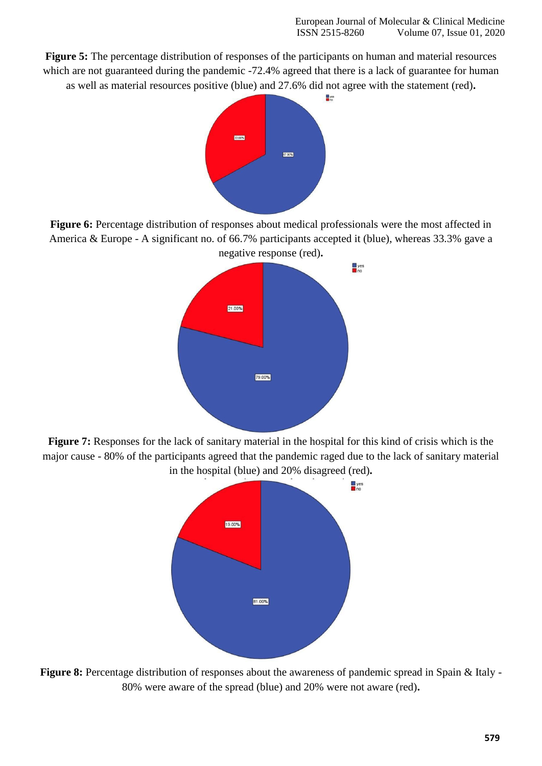**Figure 5:** The percentage distribution of responses of the participants on human and material resources which are not guaranteed during the pandemic -72.4% agreed that there is a lack of guarantee for human as well as material resources positive (blue) and 27.6% did not agree with the statement (red)**.**

**Figure 6:** Percentage distribution of responses about medical professionals were the most affected in America & Europe - A significant no. of 66.7% participants accepted it (blue), whereas 33.3% gave a negative response (red)**.**

**Figure 7:** Responses for the lack of sanitary material in the hospital for this kind of crisis which is the major cause - 80% of the participants agreed that the pandemic raged due to the lack of sanitary material in the hospital (blue) and 20% disagreed (red)**.**

**Figure 8:** Percentage distribution of responses about the awareness of pandemic spread in Spain & Italy - 80% were aware of the spread (blue) and 20% were not aware (red)**.**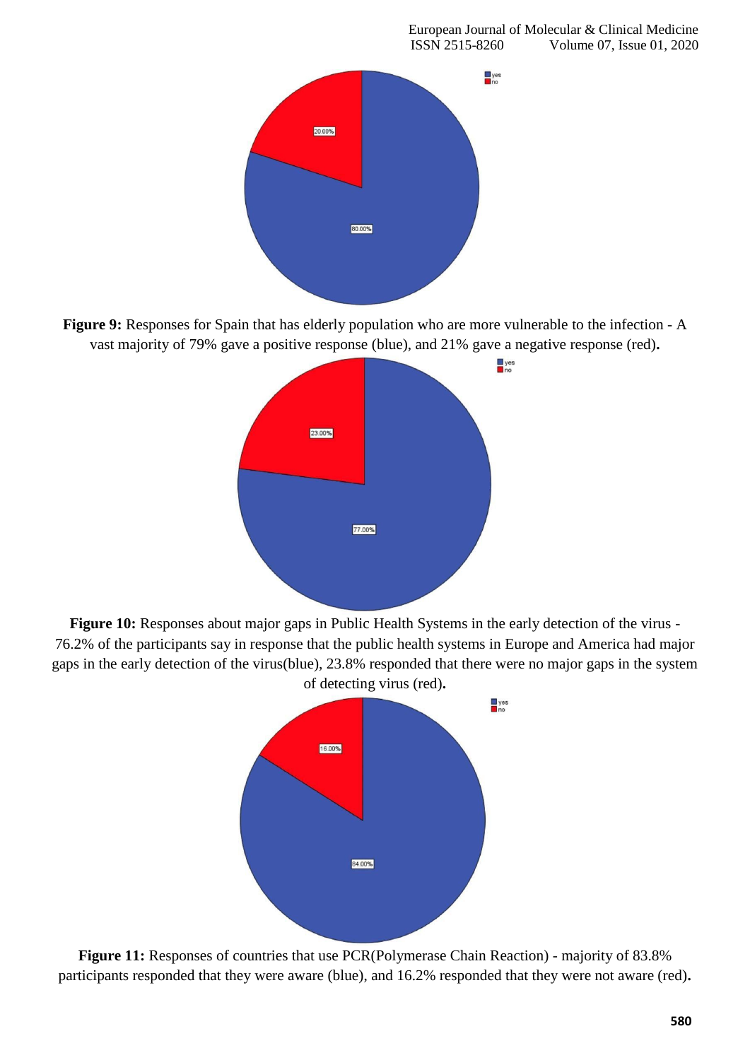**Figure 9:** Responses for Spain that has elderly population who are more vulnerable to the infection - A vast majority of 79% gave a positive response (blue), and 21% gave a negative response (red)**.**

**Figure 10:** Responses about major gaps in Public Health Systems in the early detection of the virus - 76.2% of the participants say in response that the public health systems in Europe and America had major gaps in the early detection of the virus(blue), 23.8% responded that there were no major gaps in the system of detecting virus (red)**.**

**Figure 11:** Responses of countries that use PCR(Polymerase Chain Reaction) - majority of 83.8% participants responded that they were aware (blue), and 16.2% responded that they were not aware (red)**.**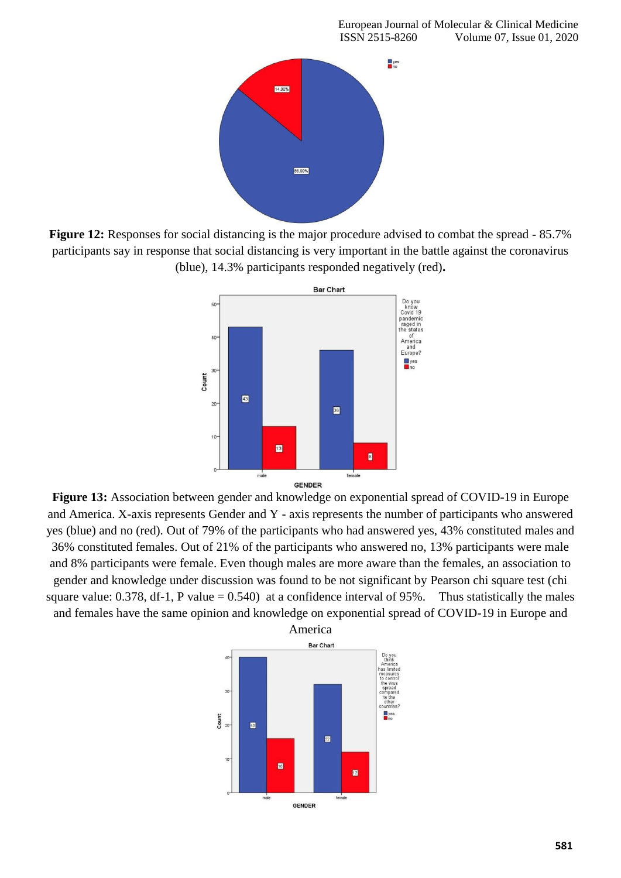**Figure 12:** Responses for social distancing is the major procedure advised to combat the spread - 85.7% participants say in response that social distancing is very important in the battle against the coronavirus (blue), 14.3% participants responded negatively (red)**.**

**Figure 13:** Association between gender and knowledge on exponential spread of COVID-19 in Europe and America. X-axis represents Gender and Y - axis represents the number of participants who answered yes (blue) and no (red). Out of 79% of the participants who had answered yes, 43% constituted males and 36% constituted females. Out of 21% of the participants who answered no, 13% participants were male and 8% participants were female. Even though males are more aware than the females, an association to gender and knowledge under discussion was found to be not significant by Pearson chi square test (chi square value: 0.378, df-1, P value = 0.540) at a confidence interval of 95%. Thus statistically the males and females have the same opinion and knowledge on exponential spread of COVID-19 in Europe and America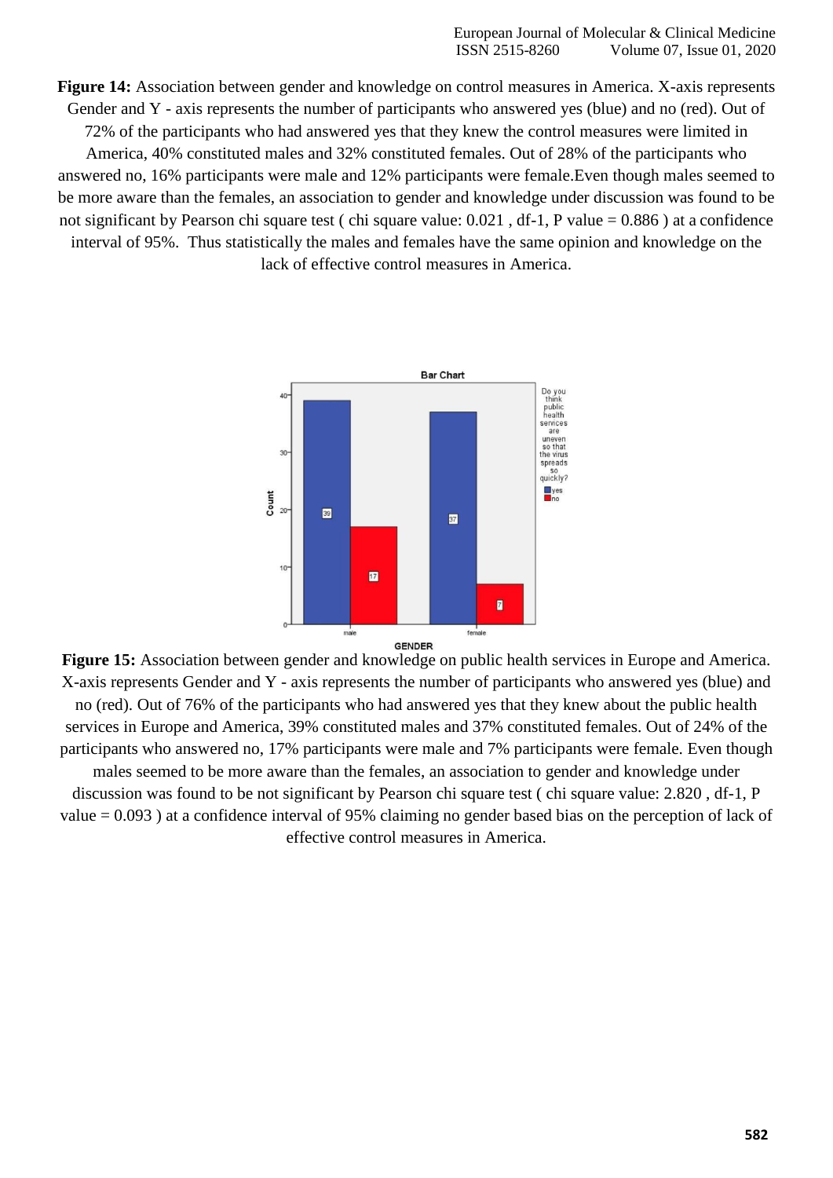**Figure 14:** Association between gender and knowledge on control measures in America. X-axis represents Gender and Y - axis represents the number of participants who answered yes (blue) and no (red). Out of 72% of the participants who had answered yes that they knew the control measures were limited in America, 40% constituted males and 32% constituted females. Out of 28% of the participants who answered no, 16% participants were male and 12% participants were female.Even though males seemed to be more aware than the females, an association to gender and knowledge under discussion was found to be not significant by Pearson chi square test ( chi square value: 0.021 , df-1, P value = 0.886 ) at a confidence interval of 95%. Thus statistically the males and females have the same opinion and knowledge on the lack of effective control measures in America.

**Figure 15:** Association between gender and knowledge on public health services in Europe and America. X-axis represents Gender and Y - axis represents the number of participants who answered yes (blue) and no (red). Out of 76% of the participants who had answered yes that they knew about the public health services in Europe and America, 39% constituted males and 37% constituted females. Out of 24% of the participants who answered no, 17% participants were male and 7% participants were female. Even though males seemed to be more aware than the females, an association to gender and knowledge under discussion was found to be not significant by Pearson chi square test ( chi square value: 2.820 , df-1, P value = 0.093 ) at a confidence interval of 95% claiming no gender based bias on the perception of lack of effective control measures in America.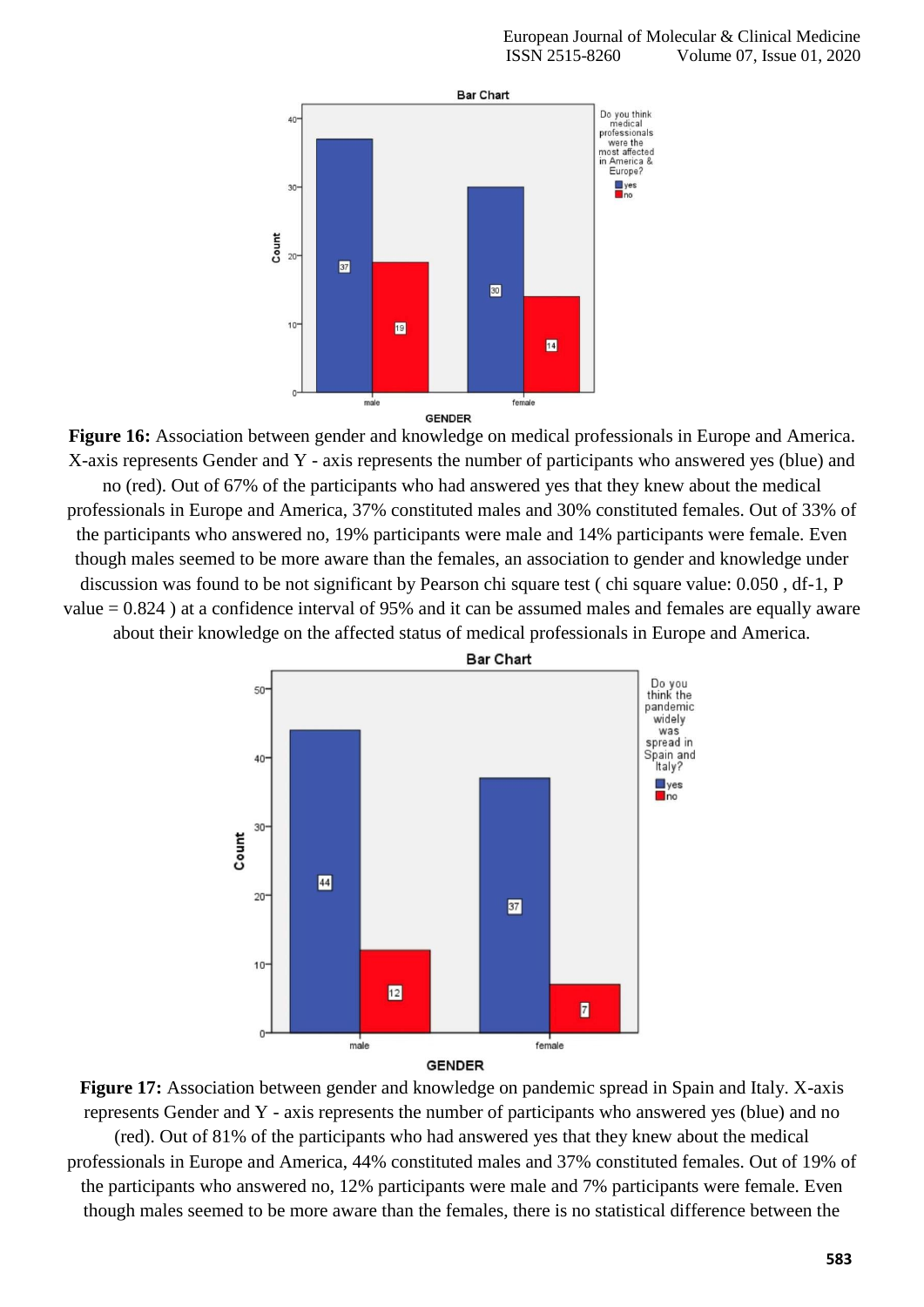**Figure 16:** Association between gender and knowledge on medical professionals in Europe and America. X-axis represents Gender and Y - axis represents the number of participants who answered yes (blue) and no (red). Out of 67% of the participants who had answered yes that they knew about the medical professionals in Europe and America, 37% constituted males and 30% constituted females. Out of 33% of the participants who answered no, 19% participants were male and 14% participants were female. Even though males seemed to be more aware than the females, an association to gender and knowledge under discussion was found to be not significant by Pearson chi square test ( chi square value: 0.050 , df-1, P value = 0.824 ) at a confidence interval of 95% and it can be assumed males and females are equally aware about their knowledge on the affected status of medical professionals in Europe and America.

**Figure 17:** Association between gender and knowledge on pandemic spread in Spain and Italy. X-axis represents Gender and Y - axis represents the number of participants who answered yes (blue) and no (red). Out of 81% of the participants who had answered yes that they knew about the medical professionals in Europe and America, 44% constituted males and 37% constituted females. Out of 19% of the participants who answered no, 12% participants were male and 7% participants were female. Even though males seemed to be more aware than the females, there is no statistical difference between the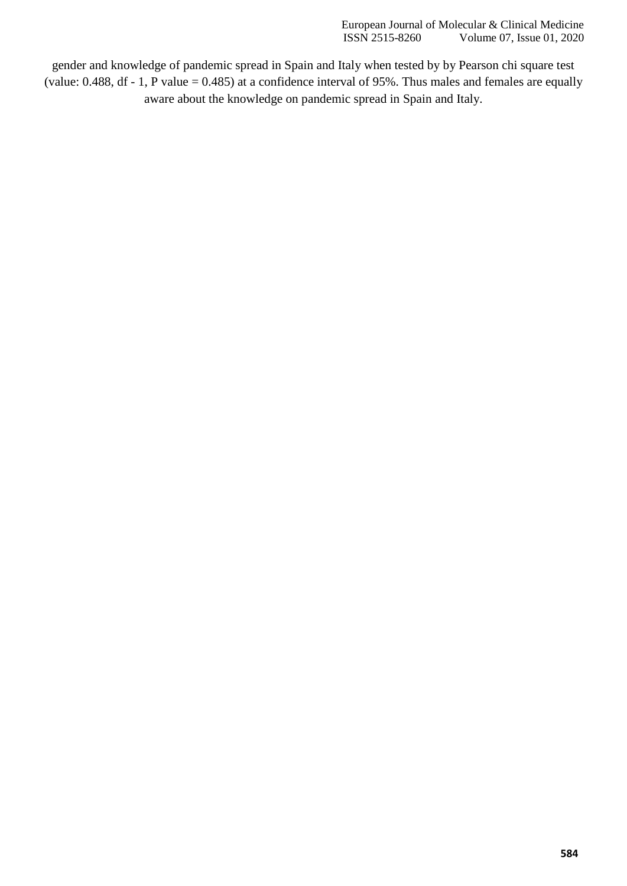gender and knowledge of pandemic spread in Spain and Italy when tested by by Pearson chi square test (value: 0.488, df - 1, P value = 0.485) at a confidence interval of 95%. Thus males and females are equally aware about the knowledge on pandemic spread in Spain and Italy.